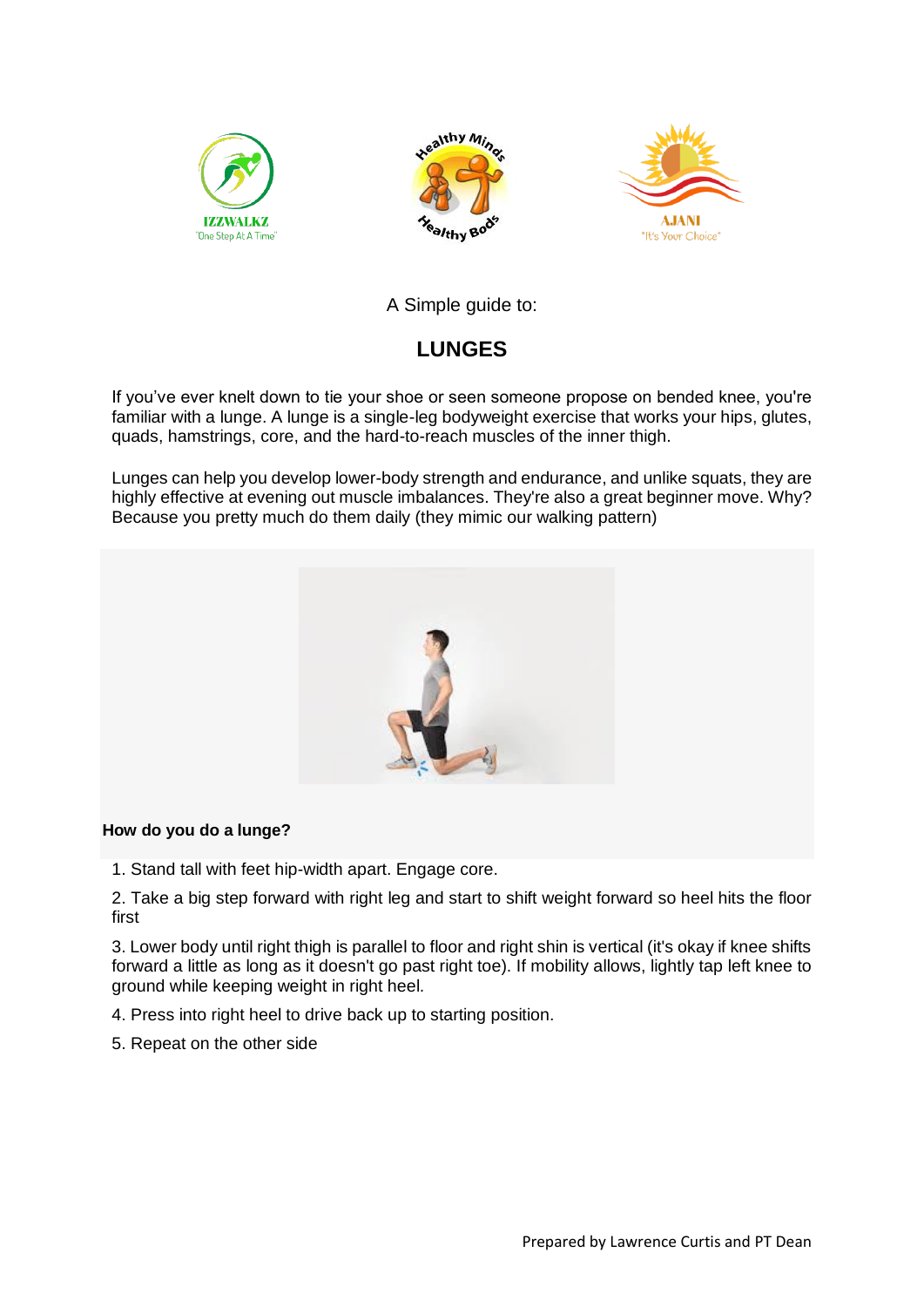A Simple guide to:

# LUNGES

If you've ever knelt down to tie your shoe or seen someone propose on bended knee, you're familiar with a lunge. A lunge is a single-leg bodyweight exercise that works your hips, glutes, quads, hamstrings, core, and the hard-to-reach muscles of the inner thigh.

Lunges can help you develop lower-body strength and endurance, and unlike squats, they are highly effective at evening out muscle imbalances. They're also a great beginner move. Why? Because you pretty much do them daily (they mimic our walking pattern)

**How do you do a lunge?**

1. Stand tall with feet hip-width apart. Engage core.

2. Take a big step forward with right leg and start to shift weight forward so heel hits the floor first

3. Lower body until right thigh is parallel to floor and right shin is vertical (it's okay if knee shifts forward a little as long as it doesn't go past right toe). If mobility allows, lightly tap left knee to ground while keeping weight in right heel.

4. Press into right heel to drive back up to starting position.

5. Repeat on the other side

Prepared by Lawrence Curtis and PT Dean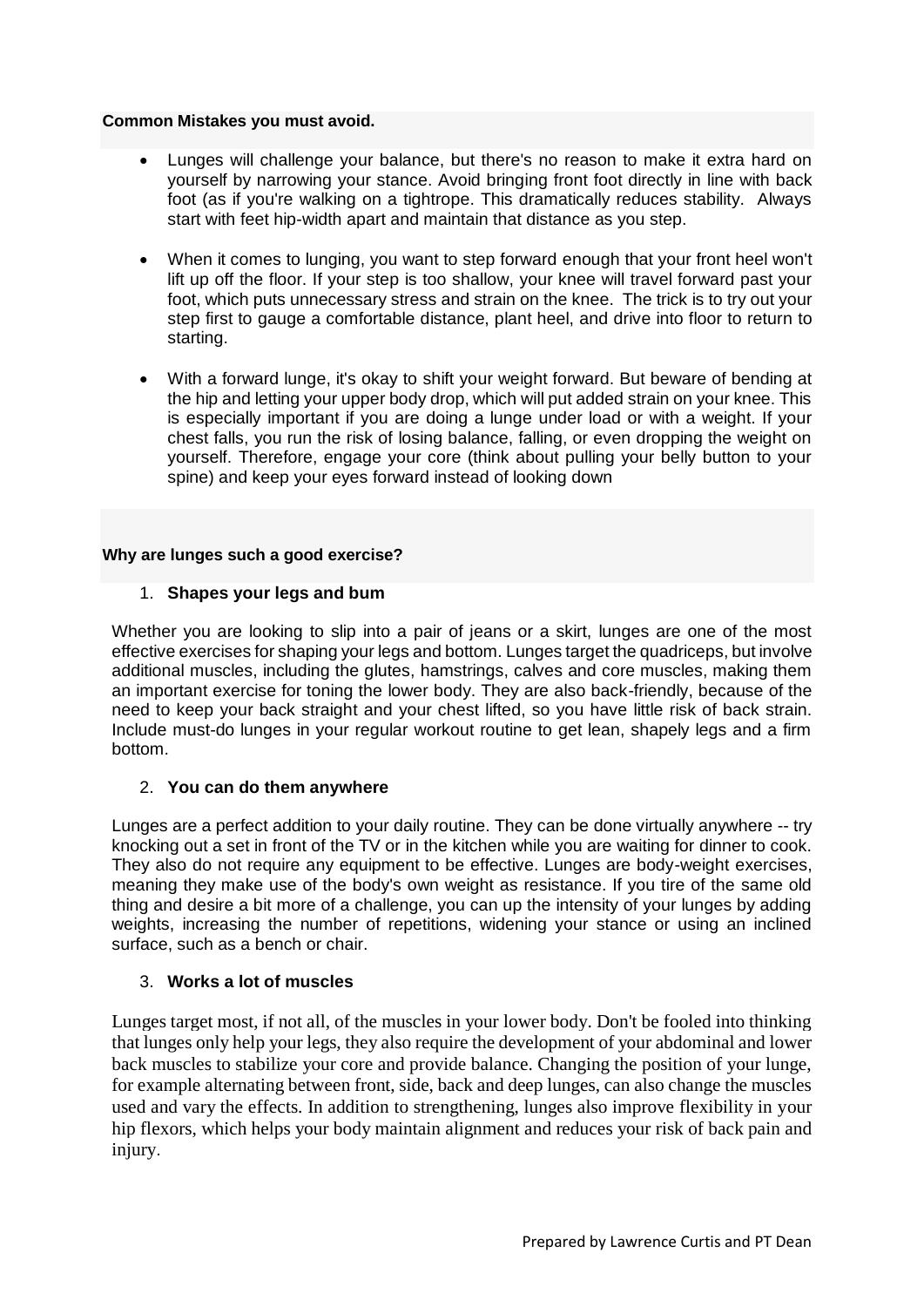**Common Mistakes you must avoid.**

- Lunges will challenge your balance, but there's no reason to make it extra hard on yourself by narrowing your stance. Avoid bringing front foot directly in line with back foot (as if you're walking on a tightrope. This dramatically reduces stability. Always start with feet hip-width apart and maintain that distance as you step.

- When it comes to lunging, you want to step forward enough that your front heel won't lift up off the floor. If your step is too shallow, your knee will travel forward past your foot, which puts unnecessary stress and strain on the knee. The trick is to try out your step first to gauge a comfortable distance, plant heel, and drive into floor to return to starting.

- With a forward lunge, it's okay to shift your weight forward. But beware of bending at the hip and letting your upper body drop, which will put added strain on your knee. This is especially important if you are doing a lunge under load or with a weight. If your chest falls, you run the risk of losing balance, falling, or even dropping the weight on yourself. Therefore, engage your core (think about pulling your belly button to your spine) and keep your eyes forward instead of looking down

**Why are lunges such a good exercise?**

1. **Shapes your legs and bum**

Whether you are looking to slip into a pair of jeans or a skirt, lunges are one of the most effective exercises for shaping your legs and bottom. Lunges target the quadriceps, but involve additional muscles, including the glutes, hamstrings, calves and core muscles, making them an important exercise for toning the lower body. They are also back-friendly, because of the need to keep your back straight and your chest lifted, so you have little risk of back strain. Include must-do lunges in your regular workout routine to get lean, shapely legs and a firm bottom.

2. **You can do them anywhere**

Lunges are a perfect addition to your daily routine. They can be done virtually anywhere -- try knocking out a set in front of the TV or in the kitchen while you are waiting for dinner to cook. They also do not require any equipment to be effective. Lunges are body-weight exercises, meaning they make use of the body's own weight as resistance. If you tire of the same old thing and desire a bit more of a challenge, you can up the intensity of your lunges by adding weights, increasing the number of repetitions, widening your stance or using an inclined surface, such as a bench or chair.

3. **Works a lot of muscles**

Lunges target most, if not all, of the muscles in your lower body. Don't be fooled into thinking that lunges only help your legs, they also require the development of your abdominal and lower back muscles to stabilize your core and provide balance. Changing the position of your lunge, for example alternating between front, side, back and deep lunges, can also change the muscles used and vary the effects. In addition to strengthening, lunges also improve flexibility in your hip flexors, which helps your body maintain alignment and reduces your risk of back pain and injury.

Prepared by Lawrence Curtis and PT Dean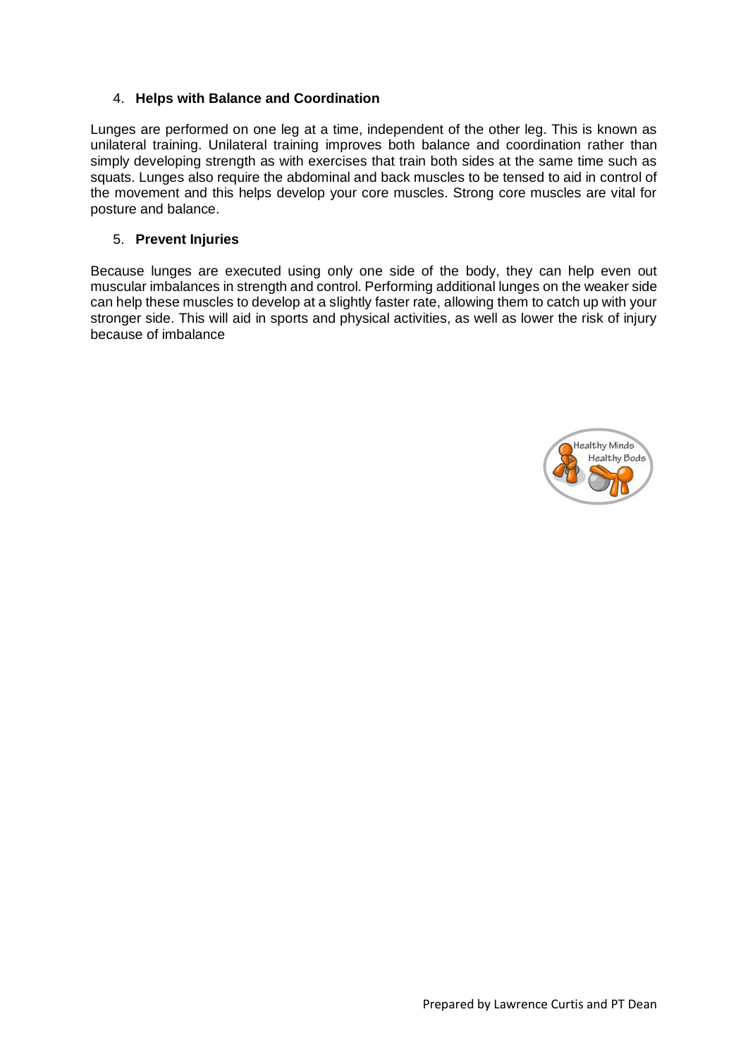4. **Helps with Balance and Coordination**

Lunges are performed on one leg at a time, independent of the other leg. This is known as unilateral training. Unilateral training improves both balance and coordination rather than simply developing strength as with exercises that train both sides at the same time such as squats. Lunges also require the abdominal and back muscles to be tensed to aid in control of the movement and this helps develop your core muscles. Strong core muscles are vital for posture and balance.

5. **Prevent Injuries**

Because lunges are executed using only one side of the body, they can help even out muscular imbalances in strength and control. Performing additional lunges on the weaker side can help these muscles to develop at a slightly faster rate, allowing them to catch up with your stronger side. This will aid in sports and physical activities, as well as lower the risk of injury because of imbalance

Healthy Minds Healthy Bods

Prepared by Lawrence Curtis and PT Dean